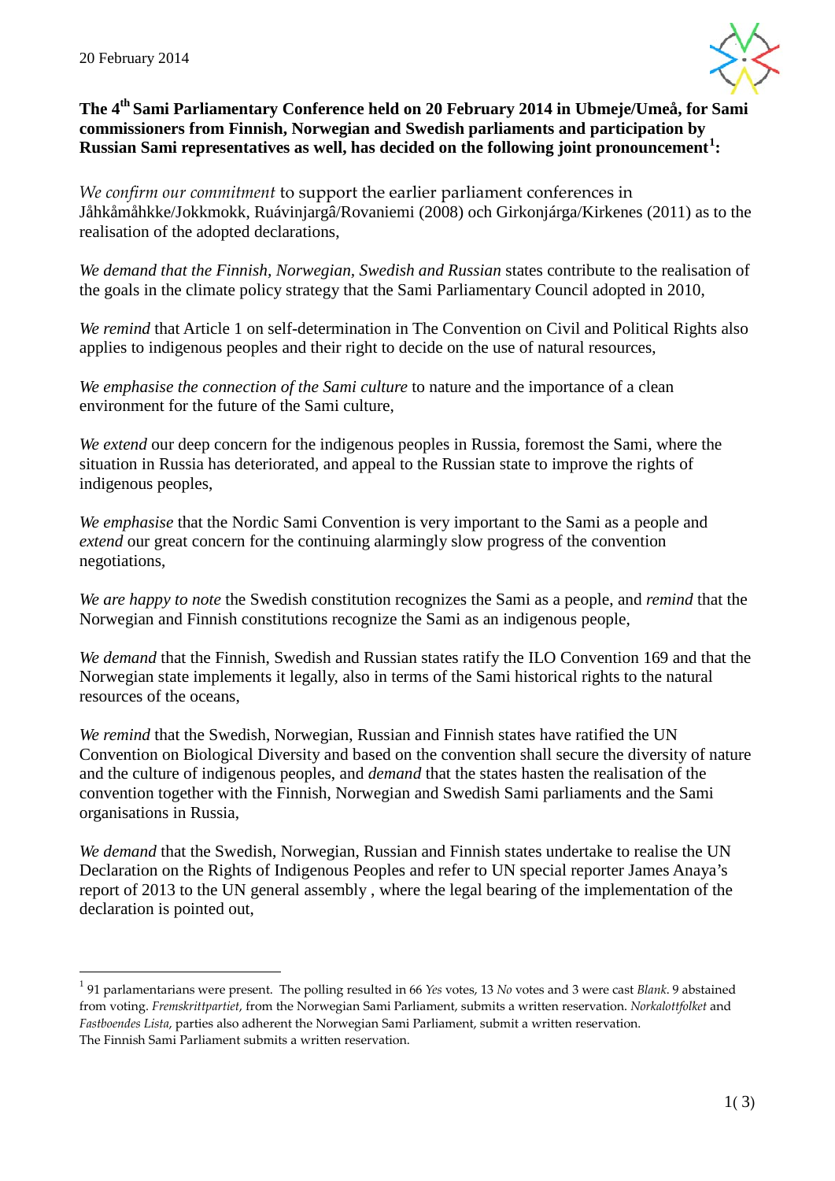20 February 2014

**The 4th Sami Parliamentary Conference held on 20 February 2014 in Ubmeje/Umeå, for Sami commissioners from Finnish, Norwegian and Swedish parliaments and participation by Russian Sami representatives as well, has decided on the following joint pronouncement[1]:**

*We confirm our commitment* to support the earlier parliament conferences in Jåhkåmåhkke/Jokkmokk, Ruávinjargâ/Rovaniemi (2008) och Girkonjárga/Kirkenes (2011) as to the realisation of the adopted declarations,

*We demand that the Finnish, Norwegian, Swedish and Russian* states contribute to the realisation of the goals in the climate policy strategy that the Sami Parliamentary Council adopted in 2010,

*We remind* that Article 1 on self-determination in The Convention on Civil and Political Rights also applies to indigenous peoples and their right to decide on the use of natural resources,

*We emphasise the connection of the Sami culture* to nature and the importance of a clean environment for the future of the Sami culture,

*We extend* our deep concern for the indigenous peoples in Russia, foremost the Sami, where the situation in Russia has deteriorated, and appeal to the Russian state to improve the rights of indigenous peoples,

*We emphasise* that the Nordic Sami Convention is very important to the Sami as a people and *extend* our great concern for the continuing alarmingly slow progress of the convention negotiations,

*We are happy to note* the Swedish constitution recognizes the Sami as a people, and *remind* that the Norwegian and Finnish constitutions recognize the Sami as an indigenous people,

*We demand* that the Finnish, Swedish and Russian states ratify the ILO Convention 169 and that the Norwegian state implements it legally, also in terms of the Sami historical rights to the natural resources of the oceans,

*We remind* that the Swedish, Norwegian, Russian and Finnish states have ratified the UN Convention on Biological Diversity and based on the convention shall secure the diversity of nature and the culture of indigenous peoples, and *demand* that the states hasten the realisation of the convention together with the Finnish, Norwegian and Swedish Sami parliaments and the Sami organisations in Russia,

*We demand* that the Swedish, Norwegian, Russian and Finnish states undertake to realise the UN Declaration on the Rights of Indigenous Peoples and refer to UN special reporter James Anaya's report of 2013 to the UN general assembly , where the legal bearing of the implementation of the declaration is pointed out,

---

[1] 91 parlamentarians were present. The polling resulted in 66 *Yes* votes, 13 *No* votes and 3 were cast *Blank*. 9 abstained from voting. *Fremskrittpartiet*, from the Norwegian Sami Parliament, submits a written reservation. *Norkalottfolket* and *Fastboendes Lista*, parties also adherent the Norwegian Sami Parliament, submit a written reservation.
The Finnish Sami Parliament submits a written reservation.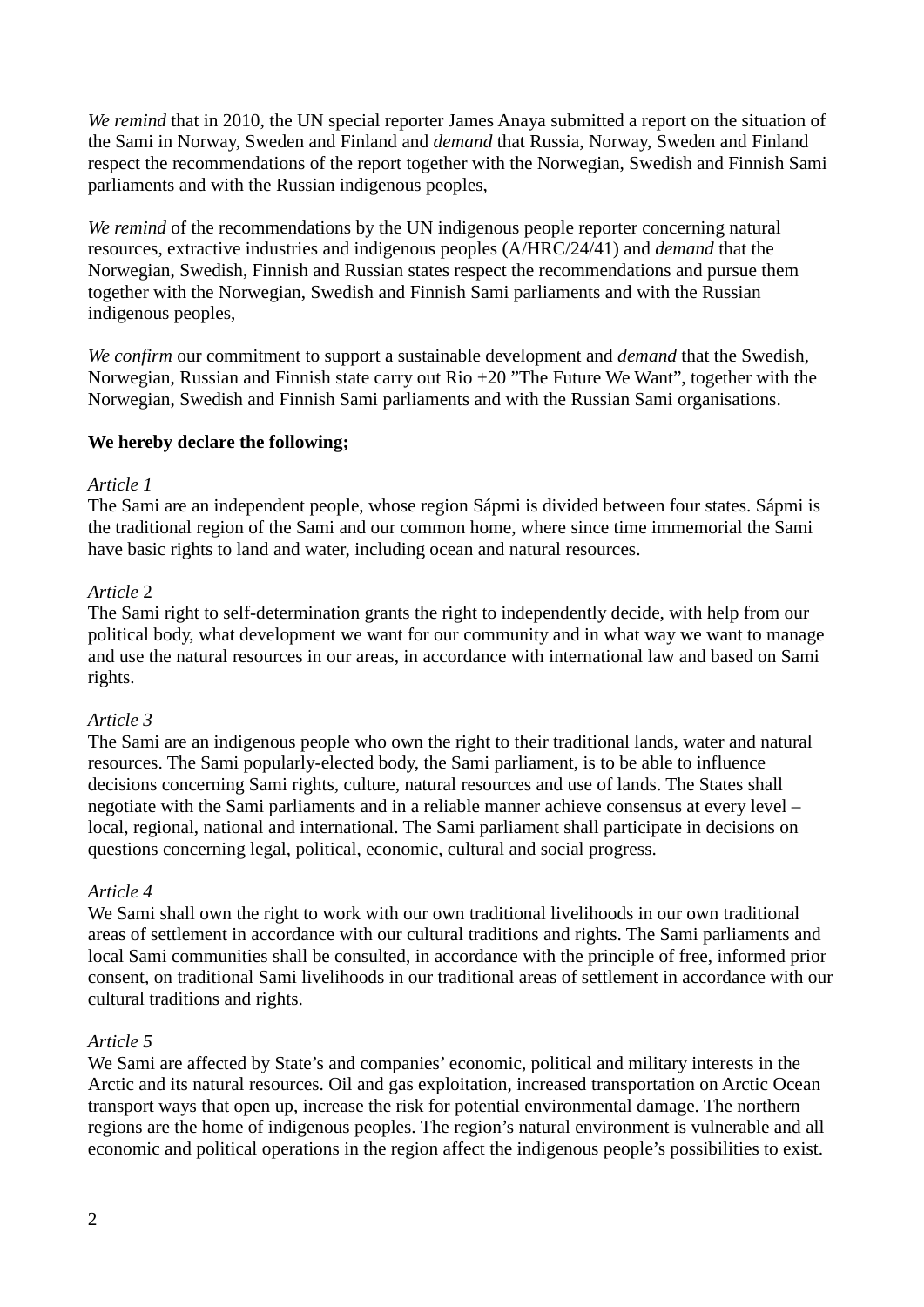*We remind* that in 2010, the UN special reporter James Anaya submitted a report on the situation of the Sami in Norway, Sweden and Finland and *demand* that Russia, Norway, Sweden and Finland respect the recommendations of the report together with the Norwegian, Swedish and Finnish Sami parliaments and with the Russian indigenous peoples,

*We remind* of the recommendations by the UN indigenous people reporter concerning natural resources, extractive industries and indigenous peoples (A/HRC/24/41) and *demand* that the Norwegian, Swedish, Finnish and Russian states respect the recommendations and pursue them together with the Norwegian, Swedish and Finnish Sami parliaments and with the Russian indigenous peoples,

*We confirm* our commitment to support a sustainable development and *demand* that the Swedish, Norwegian, Russian and Finnish state carry out Rio +20 "The Future We Want", together with the Norwegian, Swedish and Finnish Sami parliaments and with the Russian Sami organisations.

**We hereby declare the following;**

*Article 1*
The Sami are an independent people, whose region Sápmi is divided between four states. Sápmi is the traditional region of the Sami and our common home, where since time immemorial the Sami have basic rights to land and water, including ocean and natural resources.

*Article* 2
The Sami right to self-determination grants the right to independently decide, with help from our political body, what development we want for our community and in what way we want to manage and use the natural resources in our areas, in accordance with international law and based on Sami rights.

*Article 3*
The Sami are an indigenous people who own the right to their traditional lands, water and natural resources. The Sami popularly-elected body, the Sami parliament, is to be able to influence decisions concerning Sami rights, culture, natural resources and use of lands. The States shall negotiate with the Sami parliaments and in a reliable manner achieve consensus at every level – local, regional, national and international. The Sami parliament shall participate in decisions on questions concerning legal, political, economic, cultural and social progress.

*Article 4*
We Sami shall own the right to work with our own traditional livelihoods in our own traditional areas of settlement in accordance with our cultural traditions and rights. The Sami parliaments and local Sami communities shall be consulted, in accordance with the principle of free, informed prior consent, on traditional Sami livelihoods in our traditional areas of settlement in accordance with our cultural traditions and rights.

*Article 5*
We Sami are affected by State's and companies' economic, political and military interests in the Arctic and its natural resources. Oil and gas exploitation, increased transportation on Arctic Ocean transport ways that open up, increase the risk for potential environmental damage. The northern regions are the home of indigenous peoples. The region's natural environment is vulnerable and all economic and political operations in the region affect the indigenous people's possibilities to exist.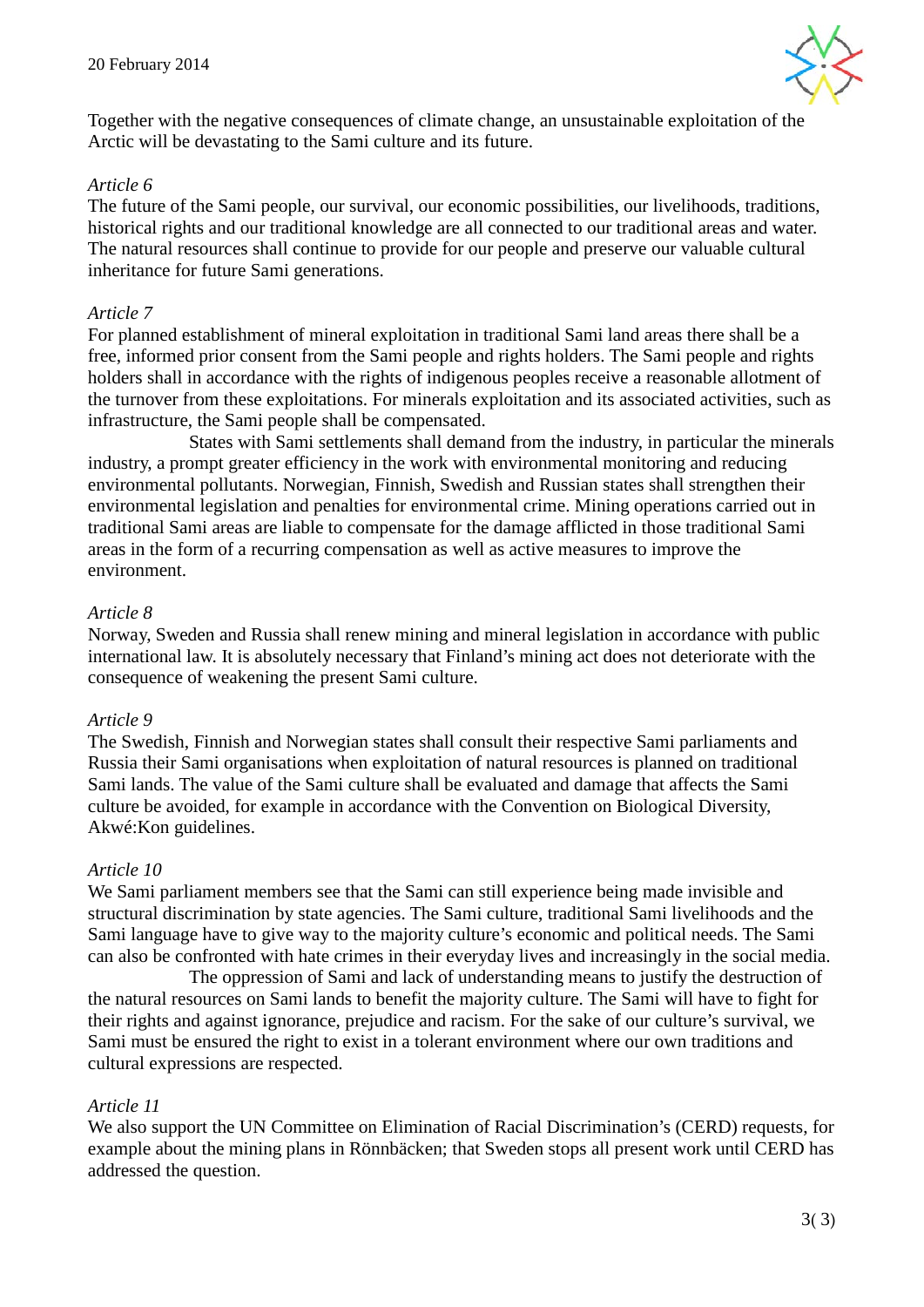Together with the negative consequences of climate change, an unsustainable exploitation of the Arctic will be devastating to the Sami culture and its future.

*Article 6*
The future of the Sami people, our survival, our economic possibilities, our livelihoods, traditions, historical rights and our traditional knowledge are all connected to our traditional areas and water. The natural resources shall continue to provide for our people and preserve our valuable cultural inheritance for future Sami generations.

*Article 7*
For planned establishment of mineral exploitation in traditional Sami land areas there shall be a free, informed prior consent from the Sami people and rights holders. The Sami people and rights holders shall in accordance with the rights of indigenous peoples receive a reasonable allotment of the turnover from these exploitations. For minerals exploitation and its associated activities, such as infrastructure, the Sami people shall be compensated.

States with Sami settlements shall demand from the industry, in particular the minerals industry, a prompt greater efficiency in the work with environmental monitoring and reducing environmental pollutants. Norwegian, Finnish, Swedish and Russian states shall strengthen their environmental legislation and penalties for environmental crime. Mining operations carried out in traditional Sami areas are liable to compensate for the damage afflicted in those traditional Sami areas in the form of a recurring compensation as well as active measures to improve the environment.

*Article 8*
Norway, Sweden and Russia shall renew mining and mineral legislation in accordance with public international law. It is absolutely necessary that Finland's mining act does not deteriorate with the consequence of weakening the present Sami culture.

*Article 9*
The Swedish, Finnish and Norwegian states shall consult their respective Sami parliaments and Russia their Sami organisations when exploitation of natural resources is planned on traditional Sami lands. The value of the Sami culture shall be evaluated and damage that affects the Sami culture be avoided, for example in accordance with the Convention on Biological Diversity, Akwé:Kon guidelines.

*Article 10*
We Sami parliament members see that the Sami can still experience being made invisible and structural discrimination by state agencies. The Sami culture, traditional Sami livelihoods and the Sami language have to give way to the majority culture's economic and political needs. The Sami can also be confronted with hate crimes in their everyday lives and increasingly in the social media.

The oppression of Sami and lack of understanding means to justify the destruction of the natural resources on Sami lands to benefit the majority culture. The Sami will have to fight for their rights and against ignorance, prejudice and racism. For the sake of our culture's survival, we Sami must be ensured the right to exist in a tolerant environment where our own traditions and cultural expressions are respected.

*Article 11*
We also support the UN Committee on Elimination of Racial Discrimination's (CERD) requests, for example about the mining plans in Rönnbäcken; that Sweden stops all present work until CERD has addressed the question.